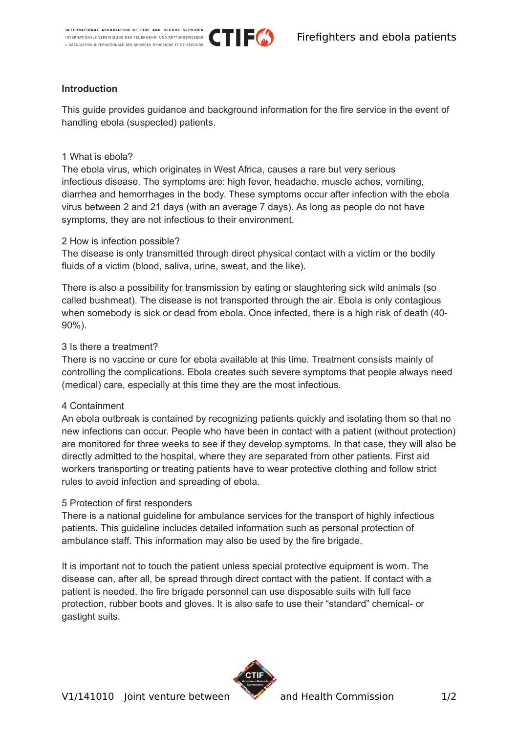## Introduction

This guide provides guidance and background information for the fire service in the event of handling ebola (suspected) patients.

### 1 What is ebola?

The ebola virus, which originates in West Africa, causes a rare but very serious infectious disease. The symptoms are: high fever, headache, muscle aches, vomiting, diarrhea and hemorrhages in the body. These symptoms occur after infection with the ebola virus between 2 and 21 days (with an average 7 days). As long as people do not have symptoms, they are not infectious to their environment.

### 2 How is infection possible?

The disease is only transmitted through direct physical contact with a victim or the bodily fluids of a victim (blood, saliva, urine, sweat, and the like).

There is also a possibility for transmission by eating or slaughtering sick wild animals (so called bushmeat). The disease is not transported through the air. Ebola is only contagious when somebody is sick or dead from ebola. Once infected, there is a high risk of death (40-90%).

### 3 Is there a treatment?

There is no vaccine or cure for ebola available at this time. Treatment consists mainly of controlling the complications. Ebola creates such severe symptoms that people always need (medical) care, especially at this time they are the most infectious.

### 4 Containment

An ebola outbreak is contained by recognizing patients quickly and isolating them so that no new infections can occur. People who have been in contact with a patient (without protection) are monitored for three weeks to see if they develop symptoms. In that case, they will also be directly admitted to the hospital, where they are separated from other patients. First aid workers transporting or treating patients have to wear protective clothing and follow strict rules to avoid infection and spreading of ebola.

### 5 Protection of first responders

There is a national guideline for ambulance services for the transport of highly infectious patients. This guideline includes detailed information such as personal protection of ambulance staff. This information may also be used by the fire brigade.

It is important not to touch the patient unless special protective equipment is worn. The disease can, after all, be spread through direct contact with the patient. If contact with a patient is needed, the fire brigade personnel can use disposable suits with full face protection, rubber boots and gloves. It is also safe to use their "standard" chemical- or gastight suits.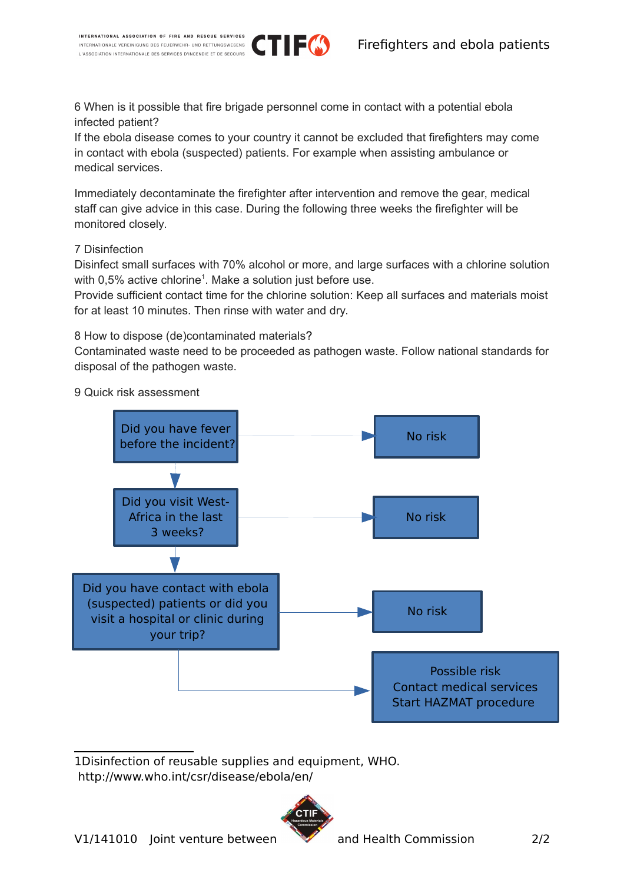6 When is it possible that fire brigade personnel come in contact with a potential ebola infected patient?
If the ebola disease comes to your country it cannot be excluded that firefighters may come in contact with ebola (suspected) patients. For example when assisting ambulance or medical services.

Immediately decontaminate the firefighter after intervention and remove the gear, medical staff can give advice in this case. During the following three weeks the firefighter will be monitored closely.

7 Disinfection
Disinfect small surfaces with 70% alcohol or more, and large surfaces with a chlorine solution with 0,5% active chlorine[1]. Make a solution just before use.
Provide sufficient contact time for the chlorine solution: Keep all surfaces and materials moist for at least 10 minutes. Then rinse with water and dry.

8 How to dispose (de)contaminated materials?
Contaminated waste need to be proceeded as pathogen waste. Follow national standards for disposal of the pathogen waste.

9 Quick risk assessment

Did you have fever before the incident?

No risk

Did you visit West-Africa in the last 3 weeks?

No risk

Did you have contact with ebola (suspected) patients or did you visit a hospital or clinic during your trip?

No risk

Possible risk
Contact medical services
Start HAZMAT procedure

1Disinfection of reusable supplies and equipment, WHO.
http://www.who.int/csr/disease/ebola/en/

V1/141010 Joint venture between CTIF Hazardous Materials Commission and Health Commission